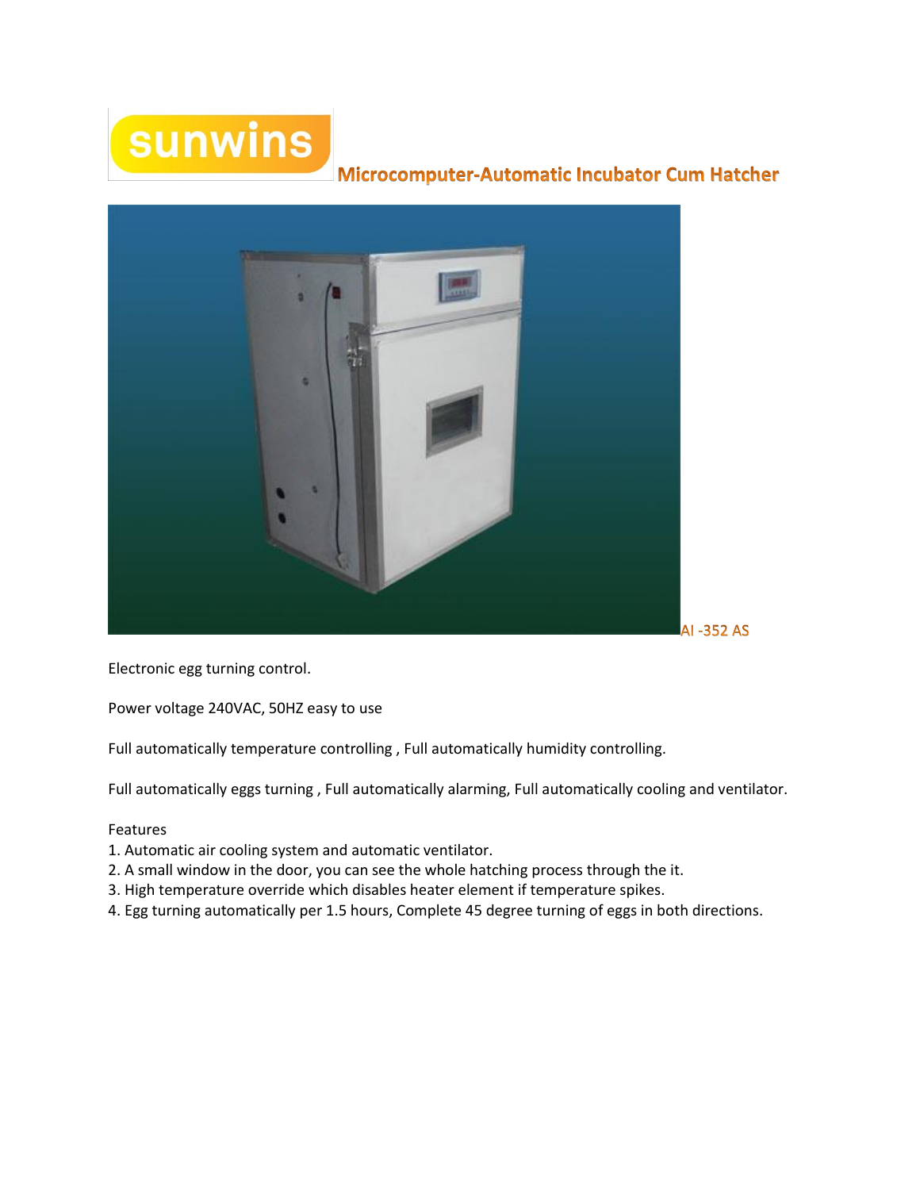sunwins

# Microcomputer-Automatic Incubator Cum Hatcher

AI -352 AS

Electronic egg turning control.

Power voltage 240VAC, 50HZ easy to use

Full automatically temperature controlling , Full automatically humidity controlling.

Full automatically eggs turning , Full automatically alarming, Full automatically cooling and ventilator.

Features

1. Automatic air cooling system and automatic ventilator.
2. A small window in the door, you can see the whole hatching process through the it.
3. High temperature override which disables heater element if temperature spikes.
4. Egg turning automatically per 1.5 hours, Complete 45 degree turning of eggs in both directions.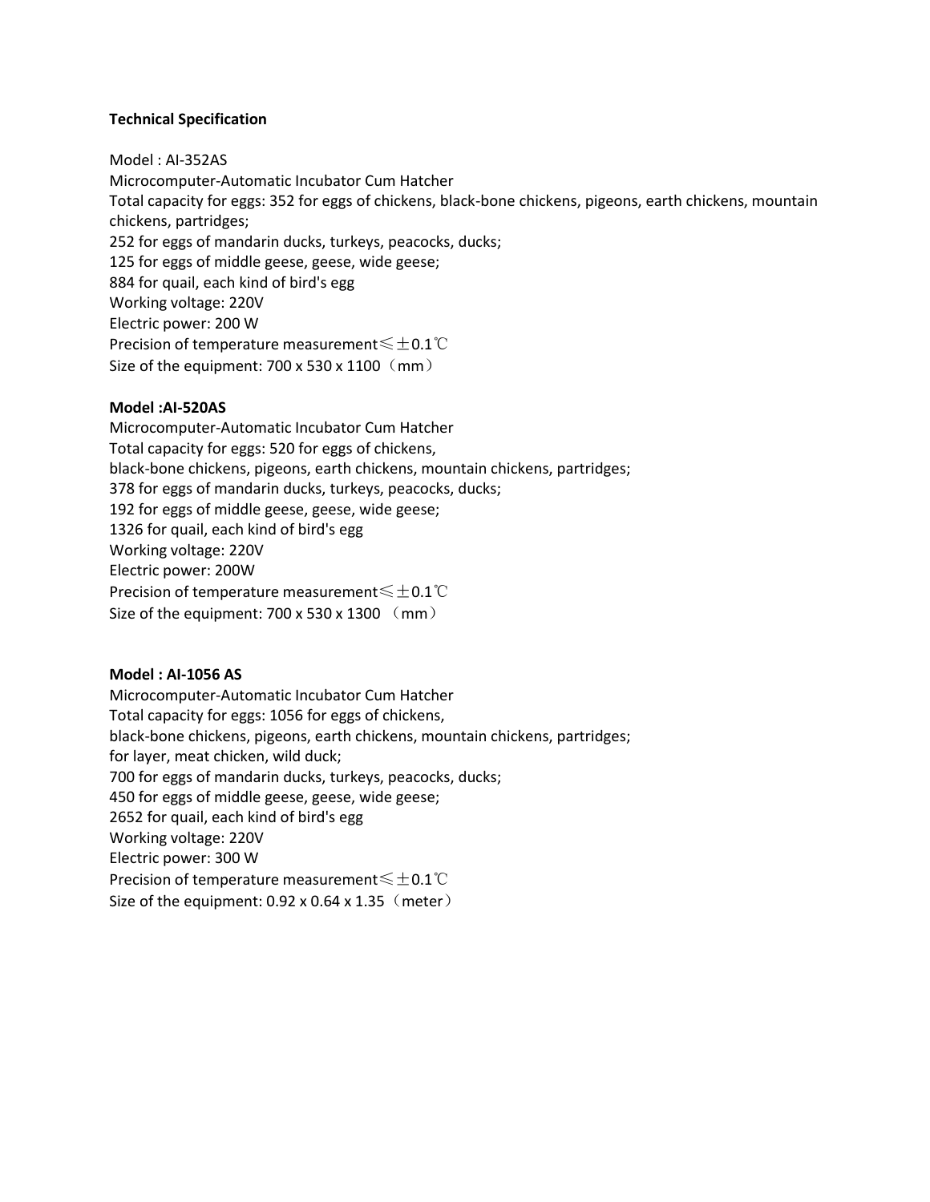**Technical Specification**

Model : AI-352AS
Microcomputer-Automatic Incubator Cum Hatcher
Total capacity for eggs: 352 for eggs of chickens, black-bone chickens, pigeons, earth chickens, mountain chickens, partridges;
252 for eggs of mandarin ducks, turkeys, peacocks, ducks;
125 for eggs of middle geese, geese, wide geese;
884 for quail, each kind of bird's egg
Working voltage: 220V
Electric power: 200 W
Precision of temperature measurement≤±0.1℃
Size of the equipment: 700 x 530 x 1100（mm）

**Model :AI-520AS**

Microcomputer-Automatic Incubator Cum Hatcher
Total capacity for eggs: 520 for eggs of chickens,
black-bone chickens, pigeons, earth chickens, mountain chickens, partridges;
378 for eggs of mandarin ducks, turkeys, peacocks, ducks;
192 for eggs of middle geese, geese, wide geese;
1326 for quail, each kind of bird's egg
Working voltage: 220V
Electric power: 200W
Precision of temperature measurement≤±0.1℃
Size of the equipment: 700 x 530 x 1300 （mm）

**Model : AI-1056 AS**

Microcomputer-Automatic Incubator Cum Hatcher
Total capacity for eggs: 1056 for eggs of chickens,
black-bone chickens, pigeons, earth chickens, mountain chickens, partridges;
for layer, meat chicken, wild duck;
700 for eggs of mandarin ducks, turkeys, peacocks, ducks;
450 for eggs of middle geese, geese, wide geese;
2652 for quail, each kind of bird's egg
Working voltage: 220V
Electric power: 300 W
Precision of temperature measurement≤±0.1℃
Size of the equipment: 0.92 x 0.64 x 1.35（meter）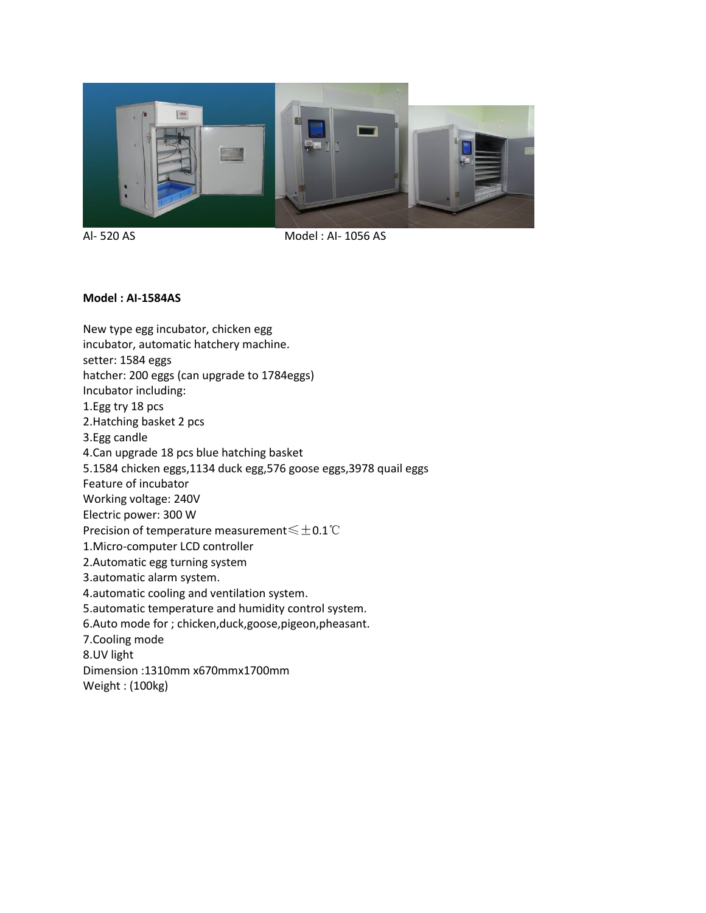Al- 520 AS                                        Model : AI- 1056 AS

**Model : AI-1584AS**

New type egg incubator, chicken egg
incubator, automatic hatchery machine.
setter: 1584 eggs
hatcher: 200 eggs (can upgrade to 1784eggs)
Incubator including:
1.Egg try 18 pcs
2.Hatching basket 2 pcs
3.Egg candle
4.Can upgrade 18 pcs blue hatching basket
5.1584 chicken eggs,1134 duck egg,576 goose eggs,3978 quail eggs
Feature of incubator
Working voltage: 240V
Electric power: 300 W
Precision of temperature measurement≤±0.1℃
1.Micro-computer LCD controller
2.Automatic egg turning system
3.automatic alarm system.
4.automatic cooling and ventilation system.
5.automatic temperature and humidity control system.
6.Auto mode for ; chicken,duck,goose,pigeon,pheasant.
7.Cooling mode
8.UV light
Dimension :1310mm x670mmx1700mm
Weight : (100kg)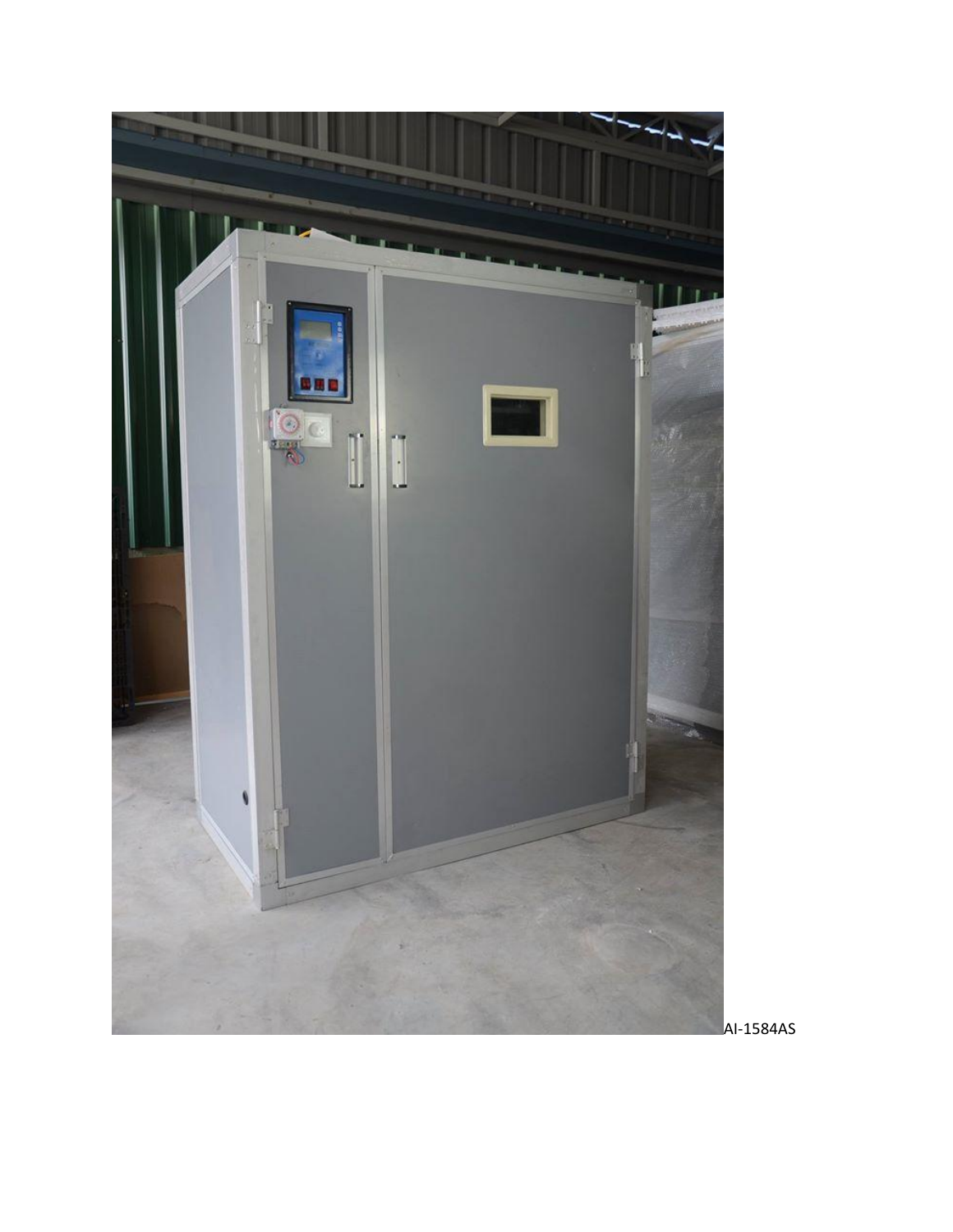AI-1584AS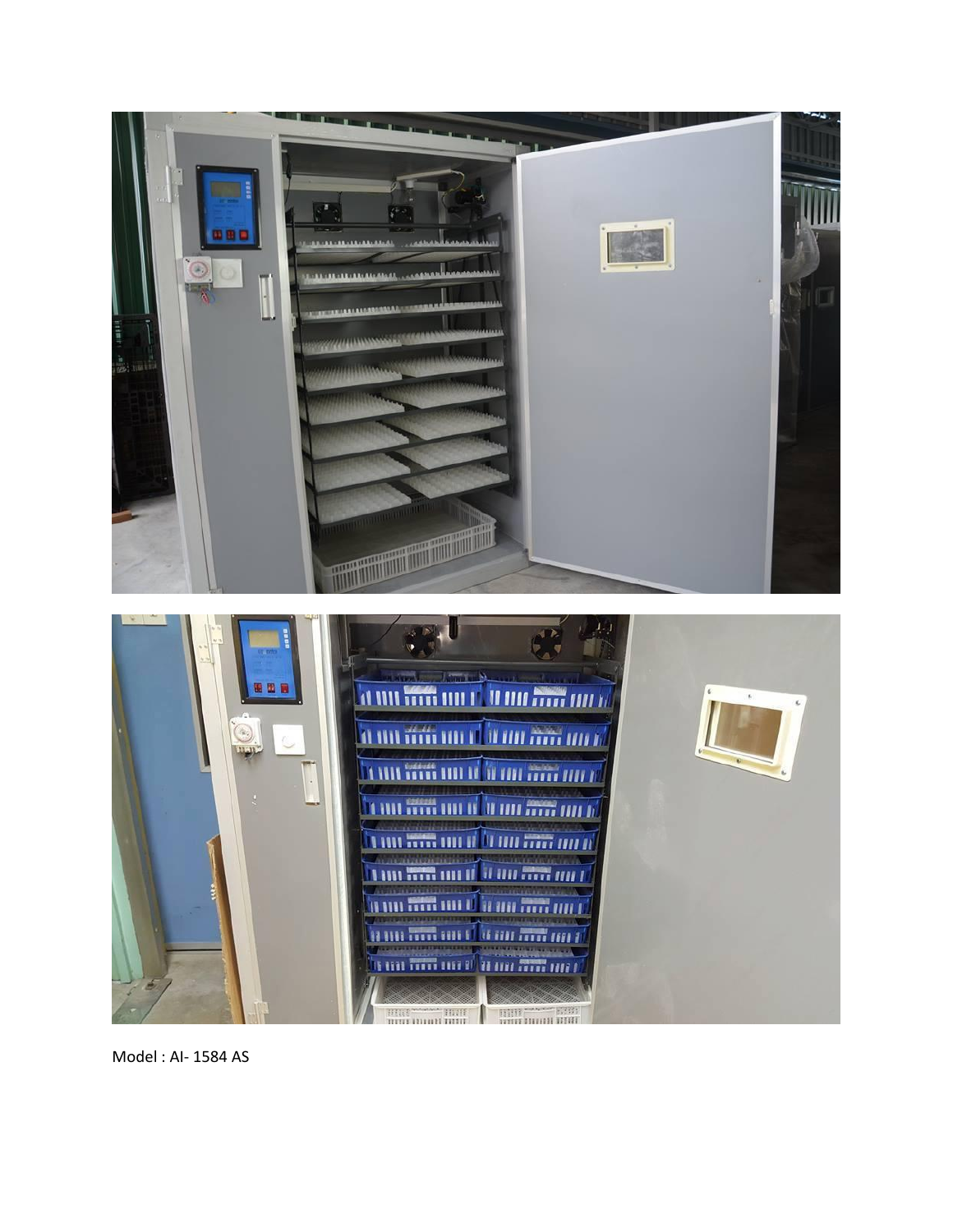Model : AI- 1584 AS